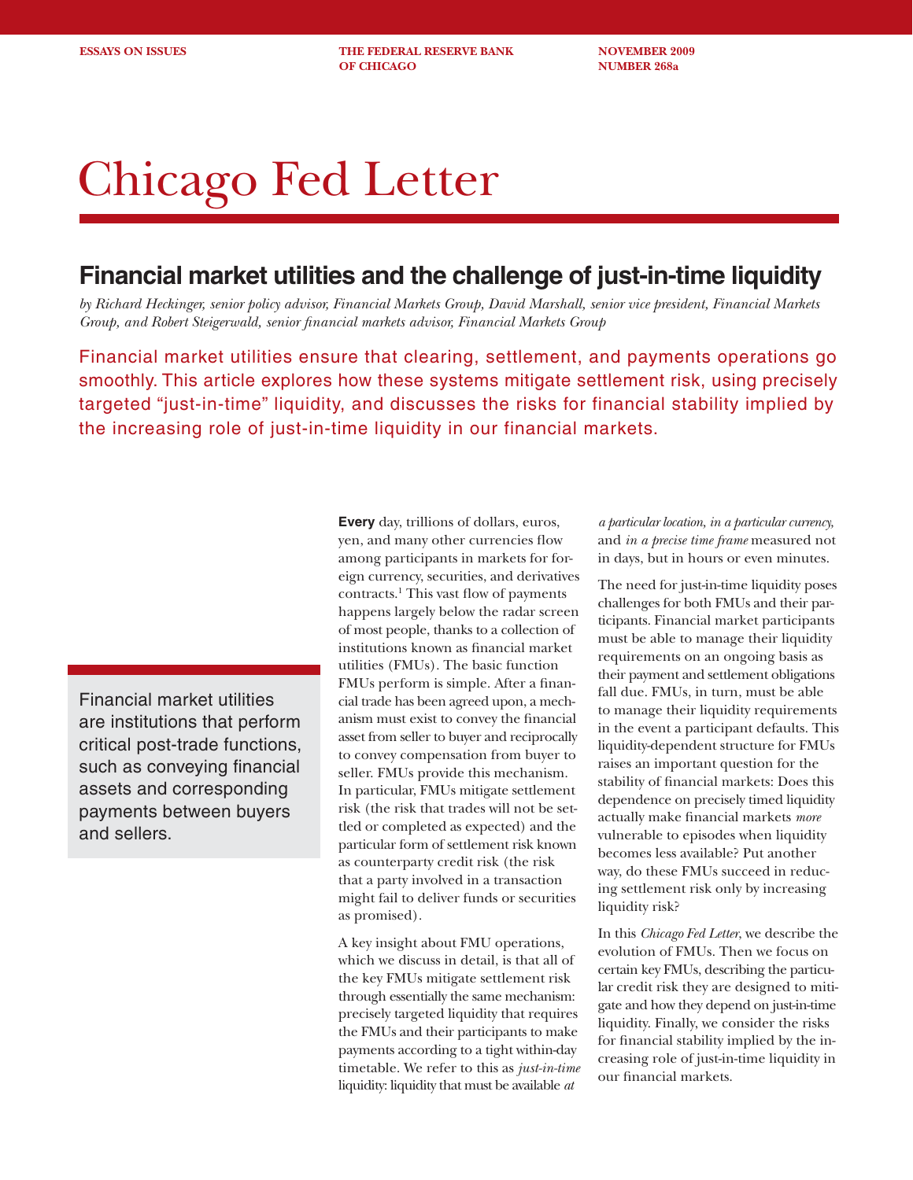ESSAYS ON ISSUES | THE FEDERAL RESERVE BANK OF CHICAGO | NOVEMBER 2009 NUMBER 268a

# Chicago Fed Letter

## Financial market utilities and the challenge of just-in-time liquidity

*by Richard Heckinger, senior policy advisor, Financial Markets Group, David Marshall, senior vice president, Financial Markets Group, and Robert Steigerwald, senior financial markets advisor, Financial Markets Group*

Financial market utilities ensure that clearing, settlement, and payments operations go smoothly. This article explores how these systems mitigate settlement risk, using precisely targeted "just-in-time" liquidity, and discusses the risks for financial stability implied by the increasing role of just-in-time liquidity in our financial markets.

> Financial market utilities are institutions that perform critical post-trade functions, such as conveying financial assets and corresponding payments between buyers and sellers.

**Every** day, trillions of dollars, euros, yen, and many other currencies flow among participants in markets for foreign currency, securities, and derivatives contracts.[1] This vast flow of payments happens largely below the radar screen of most people, thanks to a collection of institutions known as financial market utilities (FMUs). The basic function FMUs perform is simple. After a financial trade has been agreed upon, a mechanism must exist to convey the financial asset from seller to buyer and reciprocally to convey compensation from buyer to seller. FMUs provide this mechanism. In particular, FMUs mitigate settlement risk (the risk that trades will not be settled or completed as expected) and the particular form of settlement risk known as counterparty credit risk (the risk that a party involved in a transaction might fail to deliver funds or securities as promised).

A key insight about FMU operations, which we discuss in detail, is that all of the key FMUs mitigate settlement risk through essentially the same mechanism: precisely targeted liquidity that requires the FMUs and their participants to make payments according to a tight within-day timetable. We refer to this as *just-in-time* liquidity: liquidity that must be available *at a particular location, in a particular currency,* and *in a precise time frame* measured not in days, but in hours or even minutes.

The need for just-in-time liquidity poses challenges for both FMUs and their participants. Financial market participants must be able to manage their liquidity requirements on an ongoing basis as their payment and settlement obligations fall due. FMUs, in turn, must be able to manage their liquidity requirements in the event a participant defaults. This liquidity-dependent structure for FMUs raises an important question for the stability of financial markets: Does this dependence on precisely timed liquidity actually make financial markets *more* vulnerable to episodes when liquidity becomes less available? Put another way, do these FMUs succeed in reducing settlement risk only by increasing liquidity risk?

In this *Chicago Fed Letter,* we describe the evolution of FMUs. Then we focus on certain key FMUs, describing the particular credit risk they are designed to mitigate and how they depend on just-in-time liquidity. Finally, we consider the risks for financial stability implied by the increasing role of just-in-time liquidity in our financial markets.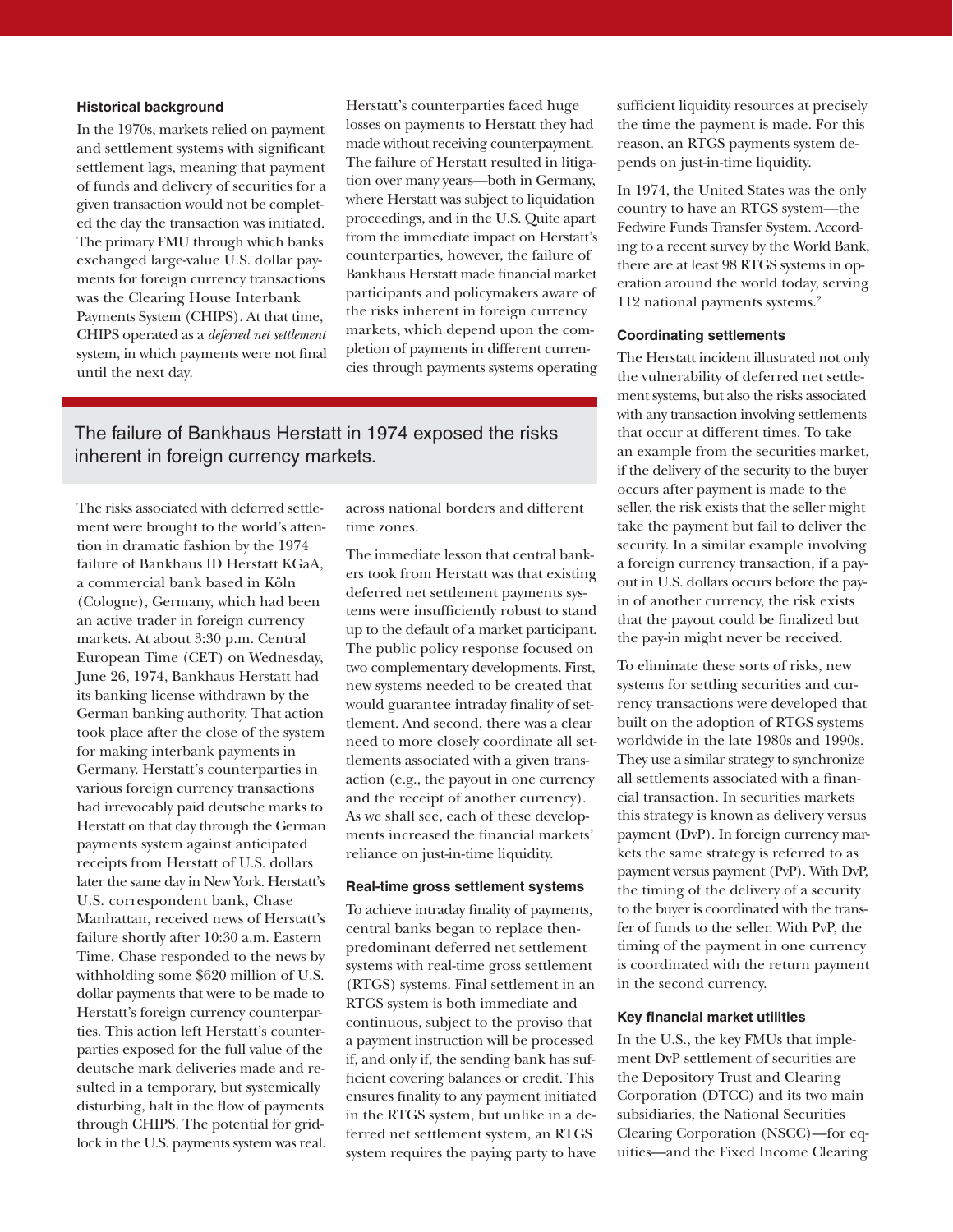### Historical background

In the 1970s, markets relied on payment and settlement systems with significant settlement lags, meaning that payment of funds and delivery of securities for a given transaction would not be completed the day the transaction was initiated. The primary FMU through which banks exchanged large-value U.S. dollar payments for foreign currency transactions was the Clearing House Interbank Payments System (CHIPS). At that time, CHIPS operated as a *deferred net settlement* system, in which payments were not final until the next day.

> The failure of Bankhaus Herstatt in 1974 exposed the risks inherent in foreign currency markets.

The risks associated with deferred settlement were brought to the world's attention in dramatic fashion by the 1974 failure of Bankhaus ID Herstatt KGaA, a commercial bank based in Köln (Cologne), Germany, which had been an active trader in foreign currency markets. At about 3:30 p.m. Central European Time (CET) on Wednesday, June 26, 1974, Bankhaus Herstatt had its banking license withdrawn by the German banking authority. That action took place after the close of the system for making interbank payments in Germany. Herstatt's counterparties in various foreign currency transactions had irrevocably paid deutsche marks to Herstatt on that day through the German payments system against anticipated receipts from Herstatt of U.S. dollars later the same day in New York. Herstatt's U.S. correspondent bank, Chase Manhattan, received news of Herstatt's failure shortly after 10:30 a.m. Eastern Time. Chase responded to the news by withholding some $620 million of U.S. dollar payments that were to be made to Herstatt's foreign currency counterparties. This action left Herstatt's counterparties exposed for the full value of the deutsche mark deliveries made and resulted in a temporary, but systemically disturbing, halt in the flow of payments through CHIPS. The potential for gridlock in the U.S. payments system was real.

Herstatt's counterparties faced huge losses on payments to Herstatt they had made without receiving counterpayment. The failure of Herstatt resulted in litigation over many years—both in Germany, where Herstatt was subject to liquidation proceedings, and in the U.S. Quite apart from the immediate impact on Herstatt's counterparties, however, the failure of Bankhaus Herstatt made financial market participants and policymakers aware of the risks inherent in foreign currency markets, which depend upon the completion of payments in different currencies through payments systems operating across national borders and different time zones.

The immediate lesson that central bankers took from Herstatt was that existing deferred net settlement payments systems were insufficiently robust to stand up to the default of a market participant. The public policy response focused on two complementary developments. First, new systems needed to be created that would guarantee intraday finality of settlement. And second, there was a clear need to more closely coordinate all settlements associated with a given transaction (e.g., the payout in one currency and the receipt of another currency). As we shall see, each of these developments increased the financial markets' reliance on just-in-time liquidity.

### Real-time gross settlement systems

To achieve intraday finality of payments, central banks began to replace then-predominant deferred net settlement systems with real-time gross settlement (RTGS) systems. Final settlement in an RTGS system is both immediate and continuous, subject to the proviso that a payment instruction will be processed if, and only if, the sending bank has sufficient covering balances or credit. This ensures finality to any payment initiated in the RTGS system, but unlike in a deferred net settlement system, an RTGS system requires the paying party to have sufficient liquidity resources at precisely the time the payment is made. For this reason, an RTGS payments system depends on just-in-time liquidity.

In 1974, the United States was the only country to have an RTGS system—the Fedwire Funds Transfer System. According to a recent survey by the World Bank, there are at least 98 RTGS systems in operation around the world today, serving 112 national payments systems.[2]

### Coordinating settlements

The Herstatt incident illustrated not only the vulnerability of deferred net settlement systems, but also the risks associated with any transaction involving settlements that occur at different times. To take an example from the securities market, if the delivery of the security to the buyer occurs after payment is made to the seller, the risk exists that the seller might take the payment but fail to deliver the security. In a similar example involving a foreign currency transaction, if a payout in U.S. dollars occurs before the pay-in of another currency, the risk exists that the payout could be finalized but the pay-in might never be received.

To eliminate these sorts of risks, new systems for settling securities and currency transactions were developed that built on the adoption of RTGS systems worldwide in the late 1980s and 1990s. They use a similar strategy to synchronize all settlements associated with a financial transaction. In securities markets this strategy is known as delivery versus payment (DvP). In foreign currency markets the same strategy is referred to as payment versus payment (PvP). With DvP, the timing of the delivery of a security to the buyer is coordinated with the transfer of funds to the seller. With PvP, the timing of the payment in one currency is coordinated with the return payment in the second currency.

### Key financial market utilities

In the U.S., the key FMUs that implement DvP settlement of securities are the Depository Trust and Clearing Corporation (DTCC) and its two main subsidiaries, the National Securities Clearing Corporation (NSCC)—for equities—and the Fixed Income Clearing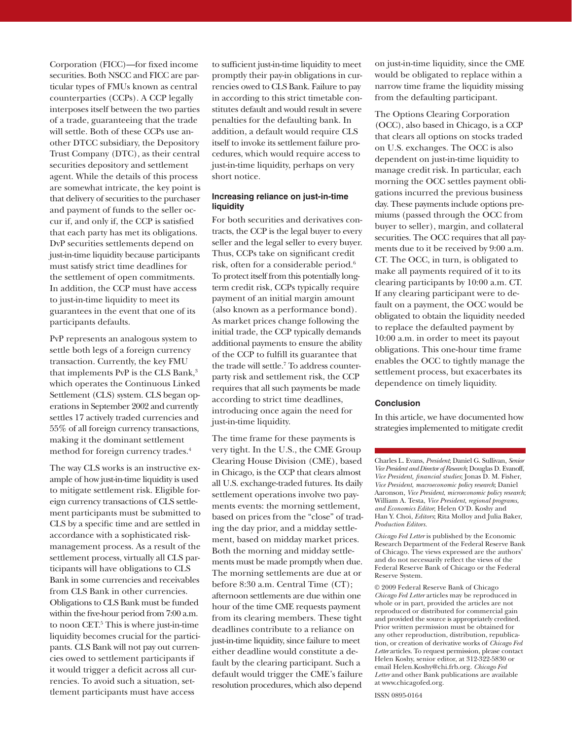Corporation (FICC)—for fixed income securities. Both NSCC and FICC are particular types of FMUs known as central counterparties (CCPs). A CCP legally interposes itself between the two parties of a trade, guaranteeing that the trade will settle. Both of these CCPs use another DTCC subsidiary, the Depository Trust Company (DTC), as their central securities depository and settlement agent. While the details of this process are somewhat intricate, the key point is that delivery of securities to the purchaser and payment of funds to the seller occur if, and only if, the CCP is satisfied that each party has met its obligations. DvP securities settlements depend on just-in-time liquidity because participants must satisfy strict time deadlines for the settlement of open commitments. In addition, the CCP must have access to just-in-time liquidity to meet its guarantees in the event that one of its participants defaults.

PvP represents an analogous system to settle both legs of a foreign currency transaction. Currently, the key FMU that implements PvP is the CLS Bank,[3] which operates the Continuous Linked Settlement (CLS) system. CLS began operations in September 2002 and currently settles 17 actively traded currencies and 55% of all foreign currency transactions, making it the dominant settlement method for foreign currency trades.[4]

The way CLS works is an instructive example of how just-in-time liquidity is used to mitigate settlement risk. Eligible foreign currency transactions of CLS settlement participants must be submitted to CLS by a specific time and are settled in accordance with a sophisticated risk-management process. As a result of the settlement process, virtually all CLS participants will have obligations to CLS Bank in some currencies and receivables from CLS Bank in other currencies. Obligations to CLS Bank must be funded within the five-hour period from 7:00 a.m. to noon CET.[5] This is where just-in-time liquidity becomes crucial for the participants. CLS Bank will not pay out currencies owed to settlement participants if it would trigger a deficit across all currencies. To avoid such a situation, settlement participants must have access to sufficient just-in-time liquidity to meet promptly their pay-in obligations in currencies owed to CLS Bank. Failure to pay in according to this strict timetable constitutes default and would result in severe penalties for the defaulting bank. In addition, a default would require CLS itself to invoke its settlement failure procedures, which would require access to just-in-time liquidity, perhaps on very short notice.

#### Increasing reliance on just-in-time liquidity

For both securities and derivatives contracts, the CCP is the legal buyer to every seller and the legal seller to every buyer. Thus, CCPs take on significant credit risk, often for a considerable period.[6] To protect itself from this potentially long-term credit risk, CCPs typically require payment of an initial margin amount (also known as a performance bond). As market prices change following the initial trade, the CCP typically demands additional payments to ensure the ability of the CCP to fulfill its guarantee that the trade will settle.[7] To address counterparty risk and settlement risk, the CCP requires that all such payments be made according to strict time deadlines, introducing once again the need for just-in-time liquidity.

The time frame for these payments is very tight. In the U.S., the CME Group Clearing House Division (CME), based in Chicago, is the CCP that clears almost all U.S. exchange-traded futures. Its daily settlement operations involve two payments events: the morning settlement, based on prices from the "close" of trading the day prior, and a midday settlement, based on midday market prices. Both the morning and midday settlements must be made promptly when due. The morning settlements are due at or before 8:30 a.m. Central Time (CT); afternoon settlements are due within one hour of the time CME requests payment from its clearing members. These tight deadlines contribute to a reliance on just-in-time liquidity, since failure to meet either deadline would constitute a default by the clearing participant. Such a default would trigger the CME's failure resolution procedures, which also depend on just-in-time liquidity, since the CME would be obligated to replace within a narrow time frame the liquidity missing from the defaulting participant.

The Options Clearing Corporation (OCC), also based in Chicago, is a CCP that clears all options on stocks traded on U.S. exchanges. The OCC is also dependent on just-in-time liquidity to manage credit risk. In particular, each morning the OCC settles payment obligations incurred the previous business day. These payments include options premiums (passed through the OCC from buyer to seller), margin, and collateral securities. The OCC requires that all payments due to it be received by 9:00 a.m. CT. The OCC, in turn, is obligated to make all payments required of it to its clearing participants by 10:00 a.m. CT. If any clearing participant were to default on a payment, the OCC would be obligated to obtain the liquidity needed to replace the defaulted payment by 10:00 a.m. in order to meet its payout obligations. This one-hour time frame enables the OCC to tightly manage the settlement process, but exacerbates its dependence on timely liquidity.

#### Conclusion

In this article, we have documented how strategies implemented to mitigate credit

Charles L. Evans, *President*; Daniel G. Sullivan, *Senior Vice President and Director of Research*; Douglas D. Evanoff, *Vice President, financial studies*; Jonas D. M. Fisher, *Vice President, macroeconomic policy research*; Daniel Aaronson, *Vice President, microeconomic policy research*; William A. Testa, *Vice President, regional programs, and Economics Editor*; Helen O'D. Koshy and Han Y. Choi, *Editors*; Rita Molloy and Julia Baker, *Production Editors.*

*Chicago Fed Letter* is published by the Economic Research Department of the Federal Reserve Bank of Chicago. The views expressed are the authors' and do not necessarily reflect the views of the Federal Reserve Bank of Chicago or the Federal Reserve System.

© 2009 Federal Reserve Bank of Chicago
*Chicago Fed Letter* articles may be reproduced in whole or in part, provided the articles are not reproduced or distributed for commercial gain and provided the source is appropriately credited. Prior written permission must be obtained for any other reproduction, distribution, republication, or creation of derivative works of *Chicago Fed Letter* articles. To request permission, please contact Helen Koshy, senior editor, at 312-322-5830 or email Helen.Koshy@chi.frb.org. *Chicago Fed Letter* and other Bank publications are available at www.chicagofed.org.

ISSN 0895-0164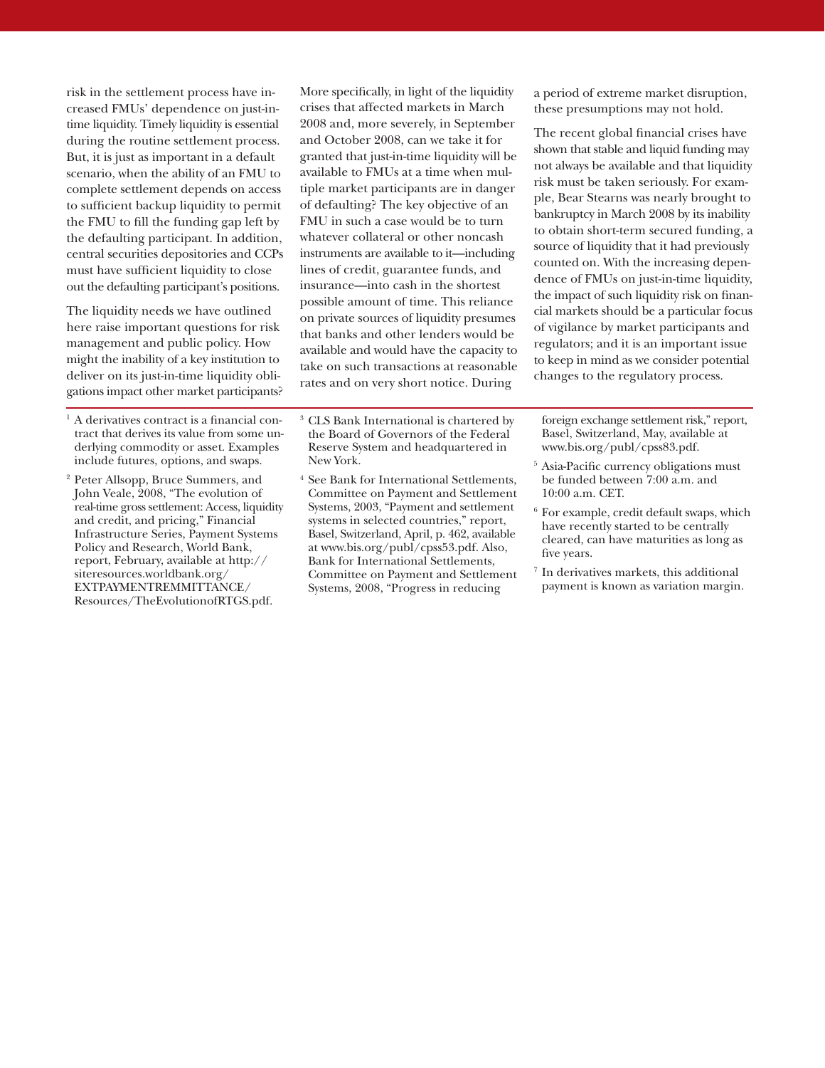risk in the settlement process have increased FMUs' dependence on just-in-time liquidity. Timely liquidity is essential during the routine settlement process. But, it is just as important in a default scenario, when the ability of an FMU to complete settlement depends on access to sufficient backup liquidity to permit the FMU to fill the funding gap left by the defaulting participant. In addition, central securities depositories and CCPs must have sufficient liquidity to close out the defaulting participant's positions.

The liquidity needs we have outlined here raise important questions for risk management and public policy. How might the inability of a key institution to deliver on its just-in-time liquidity obligations impact other market participants? More specifically, in light of the liquidity crises that affected markets in March 2008 and, more severely, in September and October 2008, can we take it for granted that just-in-time liquidity will be available to FMUs at a time when multiple market participants are in danger of defaulting? The key objective of an FMU in such a case would be to turn whatever collateral or other noncash instruments are available to it—including lines of credit, guarantee funds, and insurance—into cash in the shortest possible amount of time. This reliance on private sources of liquidity presumes that banks and other lenders would be available and would have the capacity to take on such transactions at reasonable rates and on very short notice. During a period of extreme market disruption, these presumptions may not hold.

The recent global financial crises have shown that stable and liquid funding may not always be available and that liquidity risk must be taken seriously. For example, Bear Stearns was nearly brought to bankruptcy in March 2008 by its inability to obtain short-term secured funding, a source of liquidity that it had previously counted on. With the increasing dependence of FMUs on just-in-time liquidity, the impact of such liquidity risk on financial markets should be a particular focus of vigilance by market participants and regulators; and it is an important issue to keep in mind as we consider potential changes to the regulatory process.

---

[1] A derivatives contract is a financial contract that derives its value from some underlying commodity or asset. Examples include futures, options, and swaps.

[2] Peter Allsopp, Bruce Summers, and John Veale, 2008, "The evolution of real-time gross settlement: Access, liquidity and credit, and pricing," Financial Infrastructure Series, Payment Systems Policy and Research, World Bank, report, February, available at http://siteresources.worldbank.org/EXTPAYMENTREMMITTANCE/Resources/TheEvolutionofRTGS.pdf.

[3] CLS Bank International is chartered by the Board of Governors of the Federal Reserve System and headquartered in New York.

[4] See Bank for International Settlements, Committee on Payment and Settlement Systems, 2003, "Payment and settlement systems in selected countries," report, Basel, Switzerland, April, p. 462, available at www.bis.org/publ/cpss53.pdf. Also, Bank for International Settlements, Committee on Payment and Settlement Systems, 2008, "Progress in reducing foreign exchange settlement risk," report, Basel, Switzerland, May, available at www.bis.org/publ/cpss83.pdf.

[5] Asia-Pacific currency obligations must be funded between 7:00 a.m. and 10:00 a.m. CET.

[6] For example, credit default swaps, which have recently started to be centrally cleared, can have maturities as long as five years.

[7] In derivatives markets, this additional payment is known as variation margin.